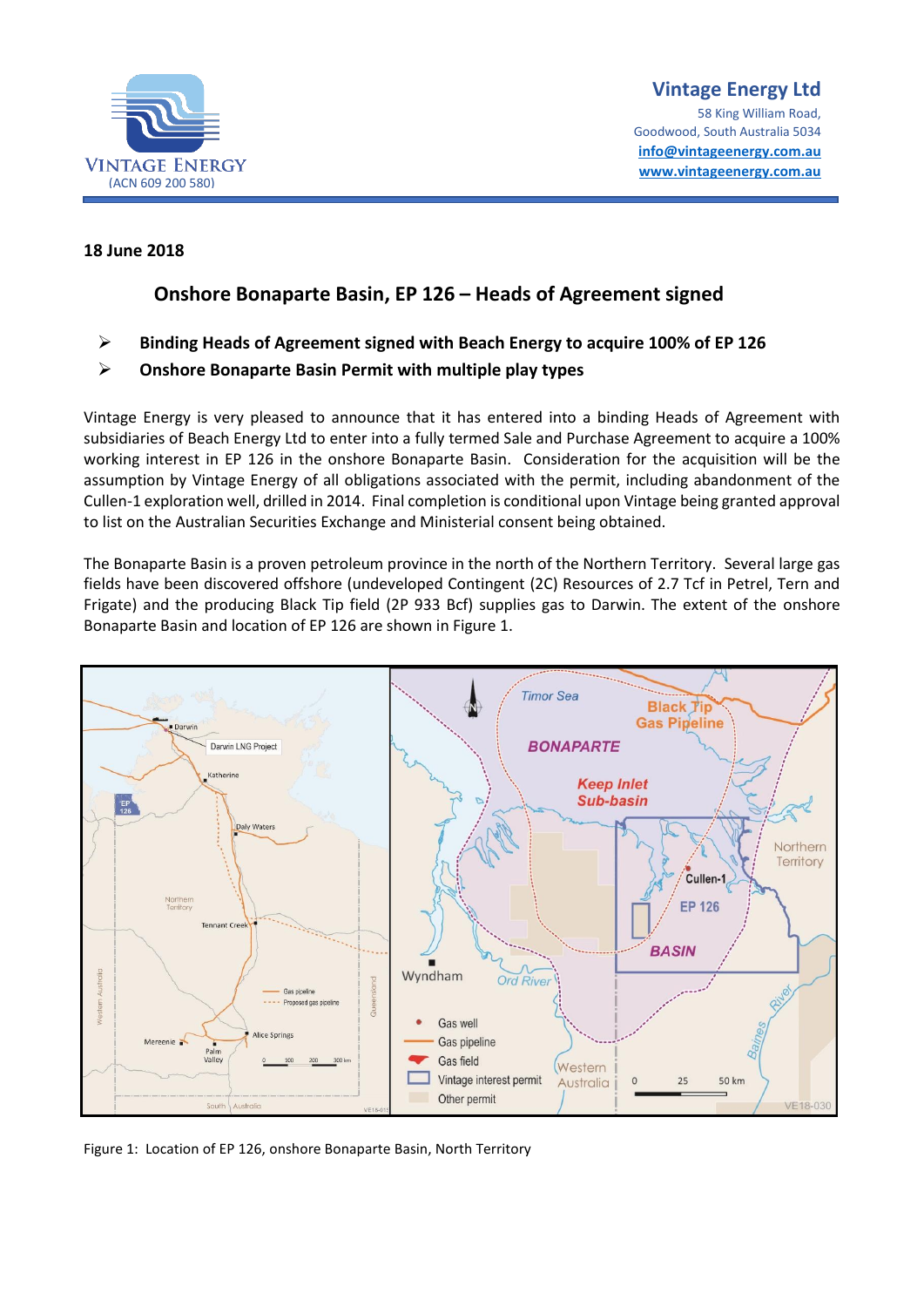Vintage Energy Ltd
58 King William Road,
Goodwood, South Australia 5034
info@vintageenergy.com.au
www.vintageenergy.com.au

VINTAGE ENERGY
(ACN 609 200 580)

**18 June 2018**

## Onshore Bonaparte Basin, EP 126 – Heads of Agreement signed

- **Binding Heads of Agreement signed with Beach Energy to acquire 100% of EP 126**
- **Onshore Bonaparte Basin Permit with multiple play types**

Vintage Energy is very pleased to announce that it has entered into a binding Heads of Agreement with subsidiaries of Beach Energy Ltd to enter into a fully termed Sale and Purchase Agreement to acquire a 100% working interest in EP 126 in the onshore Bonaparte Basin. Consideration for the acquisition will be the assumption by Vintage Energy of all obligations associated with the permit, including abandonment of the Cullen-1 exploration well, drilled in 2014. Final completion is conditional upon Vintage being granted approval to list on the Australian Securities Exchange and Ministerial consent being obtained.

The Bonaparte Basin is a proven petroleum province in the north of the Northern Territory. Several large gas fields have been discovered offshore (undeveloped Contingent (2C) Resources of 2.7 Tcf in Petrel, Tern and Frigate) and the producing Black Tip field (2P 933 Bcf) supplies gas to Darwin. The extent of the onshore Bonaparte Basin and location of EP 126 are shown in Figure 1.

Figure 1: Location of EP 126, onshore Bonaparte Basin, North Territory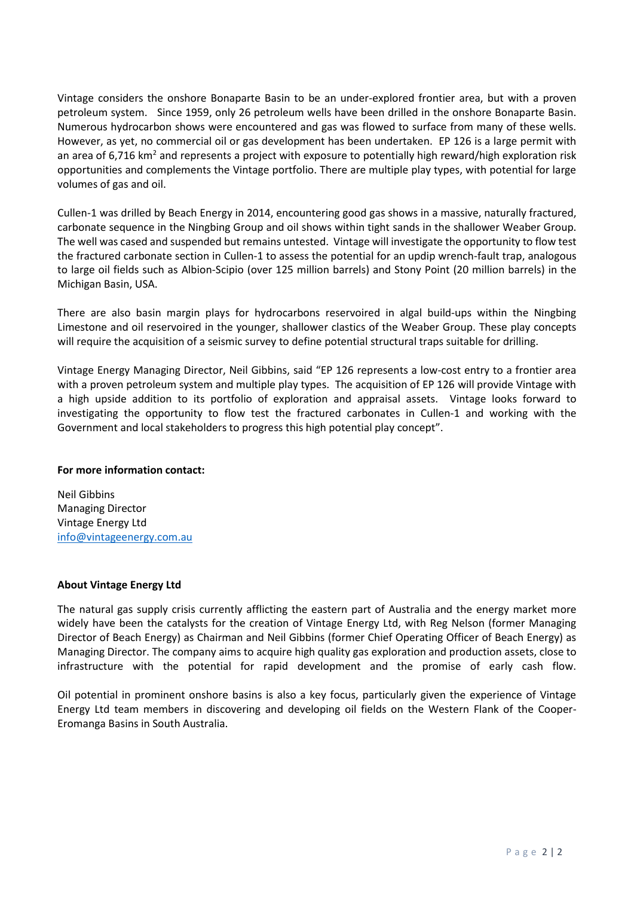Vintage considers the onshore Bonaparte Basin to be an under-explored frontier area, but with a proven petroleum system. Since 1959, only 26 petroleum wells have been drilled in the onshore Bonaparte Basin. Numerous hydrocarbon shows were encountered and gas was flowed to surface from many of these wells. However, as yet, no commercial oil or gas development has been undertaken. EP 126 is a large permit with an area of 6,716 km$^2$ and represents a project with exposure to potentially high reward/high exploration risk opportunities and complements the Vintage portfolio. There are multiple play types, with potential for large volumes of gas and oil.

Cullen-1 was drilled by Beach Energy in 2014, encountering good gas shows in a massive, naturally fractured, carbonate sequence in the Ningbing Group and oil shows within tight sands in the shallower Weaber Group. The well was cased and suspended but remains untested. Vintage will investigate the opportunity to flow test the fractured carbonate section in Cullen-1 to assess the potential for an updip wrench-fault trap, analogous to large oil fields such as Albion-Scipio (over 125 million barrels) and Stony Point (20 million barrels) in the Michigan Basin, USA.

There are also basin margin plays for hydrocarbons reservoired in algal build-ups within the Ningbing Limestone and oil reservoired in the younger, shallower clastics of the Weaber Group. These play concepts will require the acquisition of a seismic survey to define potential structural traps suitable for drilling.

Vintage Energy Managing Director, Neil Gibbins, said "EP 126 represents a low-cost entry to a frontier area with a proven petroleum system and multiple play types. The acquisition of EP 126 will provide Vintage with a high upside addition to its portfolio of exploration and appraisal assets. Vintage looks forward to investigating the opportunity to flow test the fractured carbonates in Cullen-1 and working with the Government and local stakeholders to progress this high potential play concept".

**For more information contact:**

Neil Gibbins
Managing Director
Vintage Energy Ltd
info@vintageenergy.com.au

**About Vintage Energy Ltd**

The natural gas supply crisis currently afflicting the eastern part of Australia and the energy market more widely have been the catalysts for the creation of Vintage Energy Ltd, with Reg Nelson (former Managing Director of Beach Energy) as Chairman and Neil Gibbins (former Chief Operating Officer of Beach Energy) as Managing Director. The company aims to acquire high quality gas exploration and production assets, close to infrastructure with the potential for rapid development and the promise of early cash flow.

Oil potential in prominent onshore basins is also a key focus, particularly given the experience of Vintage Energy Ltd team members in discovering and developing oil fields on the Western Flank of the Cooper-Eromanga Basins in South Australia.